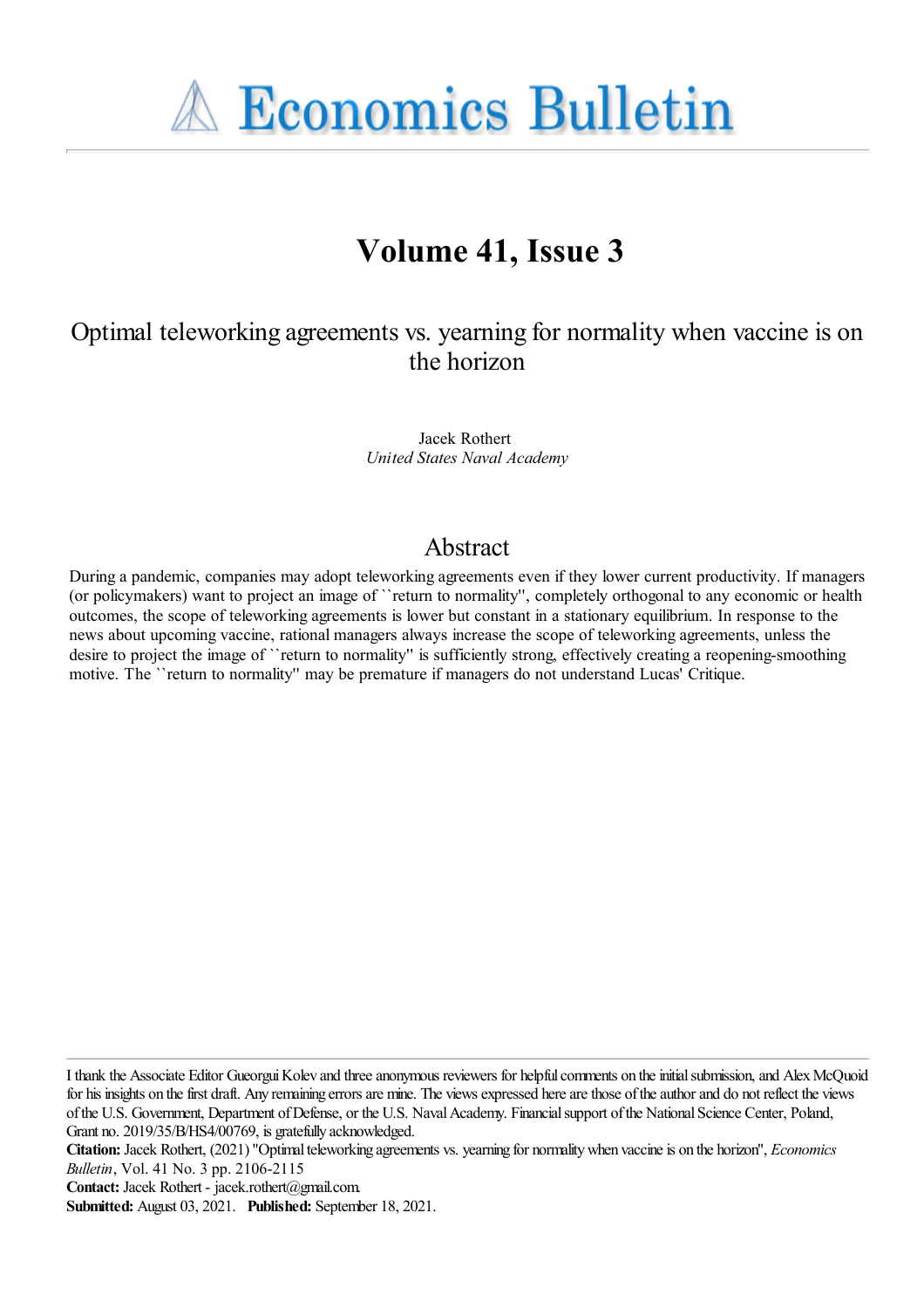# Volume 41, Issue 3

## Optimal teleworking agreements vs. yearning for normality when vaccine is on the horizon

Jacek Rothert
*United States Naval Academy*

## Abstract

During a pandemic, companies may adopt teleworking agreements even if they lower current productivity. If managers (or policymakers) want to project an image of ``return to normality'', completely orthogonal to any economic or health outcomes, the scope of teleworking agreements is lower but constant in a stationary equilibrium. In response to the news about upcoming vaccine, rational managers always increase the scope of teleworking agreements, unless the desire to project the image of ``return to normality'' is sufficiently strong, effectively creating a reopening-smoothing motive. The ``return to normality'' may be premature if managers do not understand Lucas' Critique.

---

I thank the Associate Editor Gueorgui Kolev and three anonymous reviewers for helpful comments on the initial submission, and Alex McQuoid for his insights on the first draft. Any remaining errors are mine. The views expressed here are those of the author and do not reflect the views of the U.S. Government, Department of Defense, or the U.S. Naval Academy. Financial support of the National Science Center, Poland, Grant no. 2019/35/B/HS4/00769, is gratefully acknowledged.

**Citation:** Jacek Rothert, (2021) ''Optimal teleworking agreements vs. yearning for normality when vaccine is on the horizon'', *Economics Bulletin*, Vol. 41 No. 3 pp. 2106-2115

**Contact:** Jacek Rothert - jacek.rothert@gmail.com.

**Submitted:** August 03, 2021. **Published:** September 18, 2021.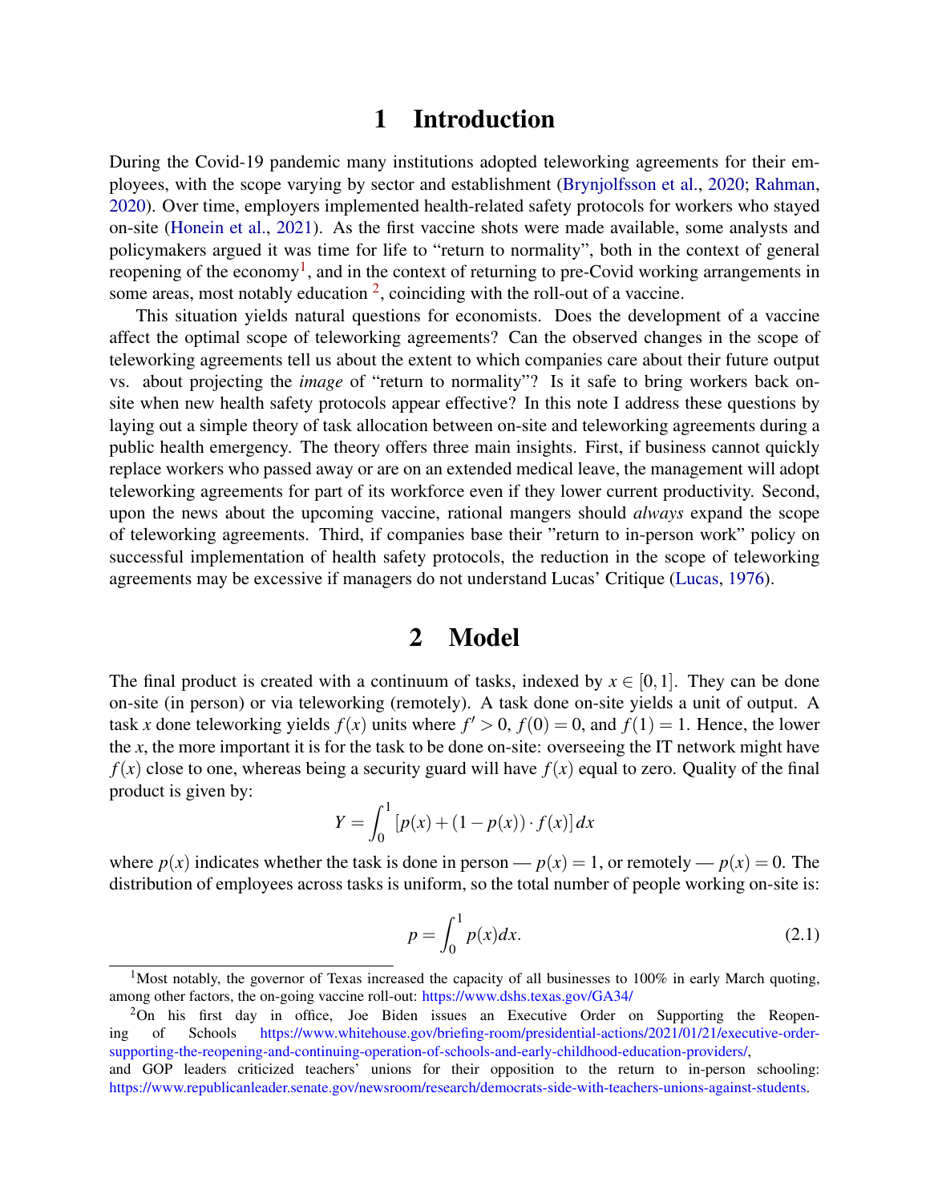# 1 Introduction

During the Covid-19 pandemic many institutions adopted teleworking agreements for their employees, with the scope varying by sector and establishment (Brynjolfsson et al., 2020; Rahman, 2020). Over time, employers implemented health-related safety protocols for workers who stayed on-site (Honein et al., 2021). As the first vaccine shots were made available, some analysts and policymakers argued it was time for life to "return to normality", both in the context of general reopening of the economy[1], and in the context of returning to pre-Covid working arrangements in some areas, most notably education [2], coinciding with the roll-out of a vaccine.

This situation yields natural questions for economists. Does the development of a vaccine affect the optimal scope of teleworking agreements? Can the observed changes in the scope of teleworking agreements tell us about the extent to which companies care about their future output vs. about projecting the *image* of "return to normality"? Is it safe to bring workers back on-site when new health safety protocols appear effective? In this note I address these questions by laying out a simple theory of task allocation between on-site and teleworking agreements during a public health emergency. The theory offers three main insights. First, if business cannot quickly replace workers who passed away or are on an extended medical leave, the management will adopt teleworking agreements for part of its workforce even if they lower current productivity. Second, upon the news about the upcoming vaccine, rational mangers should *always* expand the scope of teleworking agreements. Third, if companies base their "return to in-person work" policy on successful implementation of health safety protocols, the reduction in the scope of teleworking agreements may be excessive if managers do not understand Lucas' Critique (Lucas, 1976).

# 2 Model

The final product is created with a continuum of tasks, indexed by $x \in [0,1]$. They can be done on-site (in person) or via teleworking (remotely). A task done on-site yields a unit of output. A task $x$ done teleworking yields $f(x)$ units where $f' > 0$, $f(0) = 0$, and $f(1) = 1$. Hence, the lower the $x$, the more important it is for the task to be done on-site: overseeing the IT network might have $f(x)$ close to one, whereas being a security guard will have $f(x)$ equal to zero. Quality of the final product is given by:

$$Y = \int_0^1 [p(x) + (1 - p(x)) \cdot f(x)] \, dx$$

where $p(x)$ indicates whether the task is done in person — $p(x) = 1$, or remotely — $p(x) = 0$. The distribution of employees across tasks is uniform, so the total number of people working on-site is:

$$p = \int_0^1 p(x) dx. \tag{2.1}$$

[1] Most notably, the governor of Texas increased the capacity of all businesses to 100% in early March quoting, among other factors, the on-going vaccine roll-out: https://www.dshs.texas.gov/GA34/

[2] On his first day in office, Joe Biden issues an Executive Order on Supporting the Reopening of Schools https://www.whitehouse.gov/briefing-room/presidential-actions/2021/01/21/executive-order-supporting-the-reopening-and-continuing-operation-of-schools-and-early-childhood-education-providers/, and GOP leaders criticized teachers' unions for their opposition to the return to in-person schooling: https://www.republicanleader.senate.gov/newsroom/research/democrats-side-with-teachers-unions-against-students.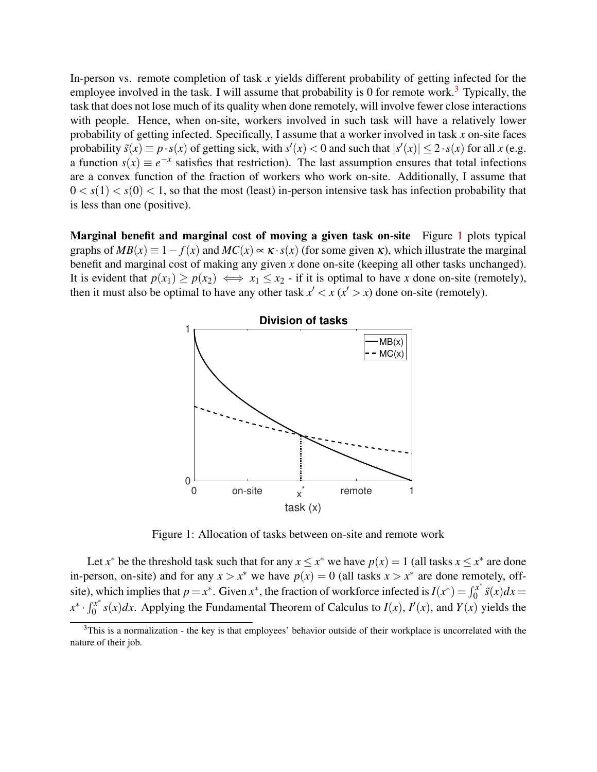In-person vs. remote completion of task $x$ yields different probability of getting infected for the employee involved in the task. I will assume that probability is 0 for remote work.[3] Typically, the task that does not lose much of its quality when done remotely, will involve fewer close interactions with people. Hence, when on-site, workers involved in such task will have a relatively lower probability of getting infected. Specifically, I assume that a worker involved in task $x$ on-site faces probability $\tilde{s}(x) \equiv p \cdot s(x)$ of getting sick, with $s'(x) < 0$ and such that $|s'(x)| \leq 2 \cdot s(x)$ for all $x$ (e.g. a function $s(x) \equiv e^{-x}$ satisfies that restriction). The last assumption ensures that total infections are a convex function of the fraction of workers who work on-site. Additionally, I assume that $0 < s(1) < s(0) < 1$, so that the most (least) in-person intensive task has infection probability that is less than one (positive).

**Marginal benefit and marginal cost of moving a given task on-site** Figure 1 plots typical graphs of $MB(x) \equiv 1 - f(x)$ and $MC(x) \propto \kappa \cdot s(x)$ (for some given $\kappa$), which illustrate the marginal benefit and marginal cost of making any given $x$ done on-site (keeping all other tasks unchanged). It is evident that $p(x_1) \geq p(x_2) \iff x_1 \leq x_2$ - if it is optimal to have $x$ done on-site (remotely), then it must also be optimal to have any other task $x' < x$ ($x' > x$) done on-site (remotely).

Figure 1: Allocation of tasks between on-site and remote work

Let $x^*$ be the threshold task such that for any $x \leq x^*$ we have $p(x) = 1$ (all tasks $x \leq x^*$ are done in-person, on-site) and for any $x > x^*$ we have $p(x) = 0$ (all tasks $x > x^*$ are done remotely, off-site), which implies that $p = x^*$. Given $x^*$, the fraction of workforce infected is $I(x^*) = \int_0^{x^*} \tilde{s}(x)dx = x^* \cdot \int_0^{x^*} s(x)dx$. Applying the Fundamental Theorem of Calculus to $I(x)$, $I'(x)$, and $Y(x)$ yields the

[3] This is a normalization - the key is that employees' behavior outside of their workplace is uncorrelated with the nature of their job.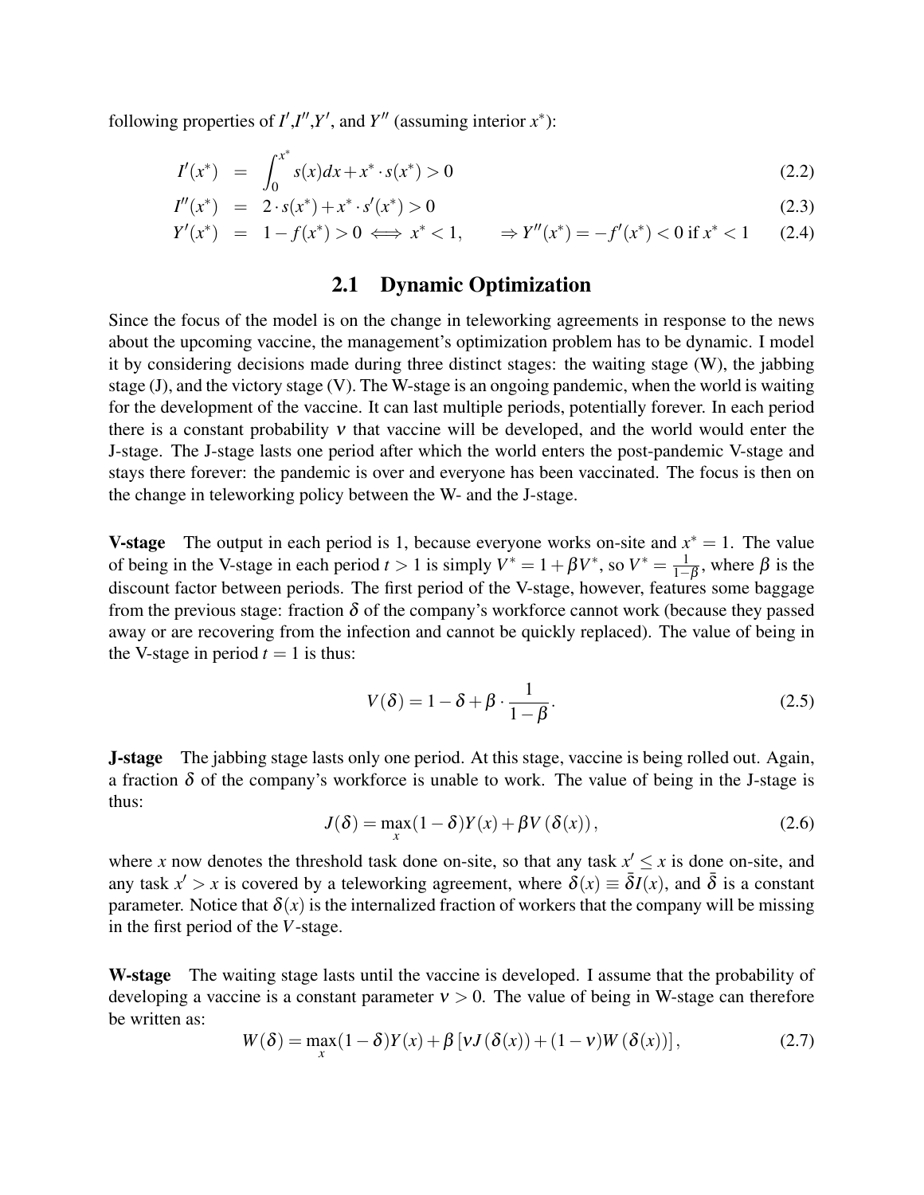following properties of $I'$,$I''$,$Y'$, and $Y''$ (assuming interior $x^*$):

$$I'(x^*) = \int_0^{x^*} s(x)dx + x^* \cdot s(x^*) > 0 \tag{2.2}$$

$$I''(x^*) = 2 \cdot s(x^*) + x^* \cdot s'(x^*) > 0 \tag{2.3}$$

$$Y'(x^*) = 1 - f(x^*) > 0 \iff x^* < 1, \qquad \Rightarrow Y''(x^*) = -f'(x^*) < 0 \text{ if } x^* < 1 \tag{2.4}$$

## 2.1 Dynamic Optimization

Since the focus of the model is on the change in teleworking agreements in response to the news about the upcoming vaccine, the management's optimization problem has to be dynamic. I model it by considering decisions made during three distinct stages: the waiting stage (W), the jabbing stage (J), and the victory stage (V). The W-stage is an ongoing pandemic, when the world is waiting for the development of the vaccine. It can last multiple periods, potentially forever. In each period there is a constant probability $\nu$ that vaccine will be developed, and the world would enter the J-stage. The J-stage lasts one period after which the world enters the post-pandemic V-stage and stays there forever: the pandemic is over and everyone has been vaccinated. The focus is then on the change in teleworking policy between the W- and the J-stage.

**V-stage** The output in each period is 1, because everyone works on-site and $x^* = 1$. The value of being in the V-stage in each period $t > 1$ is simply $V^* = 1 + \beta V^*$, so $V^* = \frac{1}{1-\beta}$, where $\beta$ is the discount factor between periods. The first period of the V-stage, however, features some baggage from the previous stage: fraction $\delta$ of the company's workforce cannot work (because they passed away or are recovering from the infection and cannot be quickly replaced). The value of being in the V-stage in period $t = 1$ is thus:

$$V(\delta) = 1 - \delta + \beta \cdot \frac{1}{1-\beta}. \tag{2.5}$$

**J-stage** The jabbing stage lasts only one period. At this stage, vaccine is being rolled out. Again, a fraction $\delta$ of the company's workforce is unable to work. The value of being in the J-stage is thus:

$$J(\delta) = \max_x (1-\delta)Y(x) + \beta V(\delta(x)), \tag{2.6}$$

where $x$ now denotes the threshold task done on-site, so that any task $x' \leq x$ is done on-site, and any task $x' > x$ is covered by a teleworking agreement, where $\delta(x) \equiv \bar{\bar{\delta}} I(x)$, and $\bar{\bar{\delta}}$ is a constant parameter. Notice that $\delta(x)$ is the internalized fraction of workers that the company will be missing in the first period of the $V$-stage.

**W-stage** The waiting stage lasts until the vaccine is developed. I assume that the probability of developing a vaccine is a constant parameter $\nu > 0$. The value of being in W-stage can therefore be written as:

$$W(\delta) = \max_x (1-\delta)Y(x) + \beta \left[\nu J(\delta(x)) + (1-\nu) W(\delta(x))\right], \tag{2.7}$$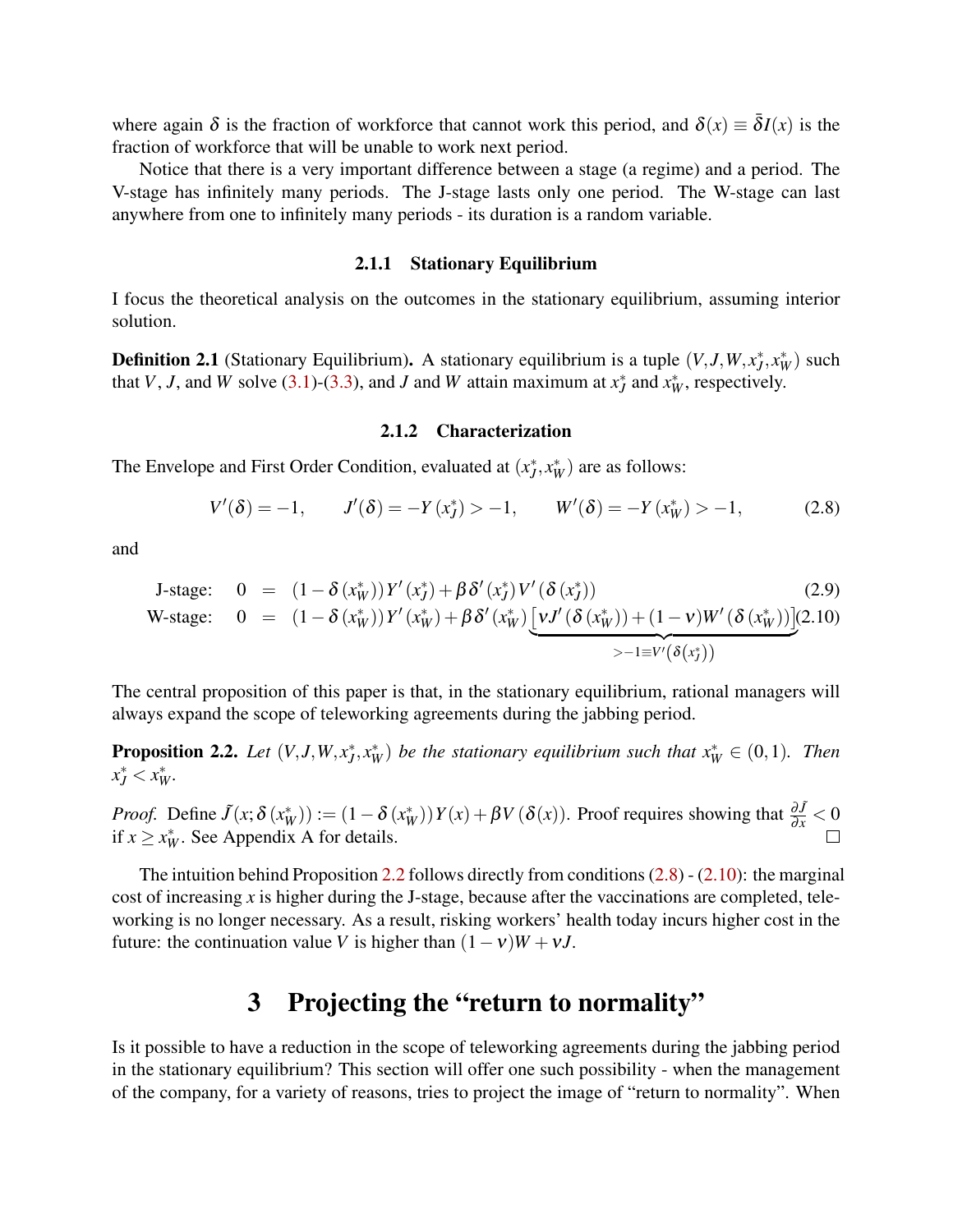where again $\delta$ is the fraction of workforce that cannot work this period, and $\delta(x) \equiv \bar{\delta}I(x)$ is the fraction of workforce that will be unable to work next period.

Notice that there is a very important difference between a stage (a regime) and a period. The V-stage has infinitely many periods. The J-stage lasts only one period. The W-stage can last anywhere from one to infinitely many periods - its duration is a random variable.

### 2.1.1 Stationary Equilibrium

I focus the theoretical analysis on the outcomes in the stationary equilibrium, assuming interior solution.

**Definition 2.1** (Stationary Equilibrium)**.** A stationary equilibrium is a tuple $(V, J, W, x_J^*, x_W^*)$ such that $V$, $J$, and $W$ solve (3.1)-(3.3), and $J$ and $W$ attain maximum at $x_J^*$ and $x_W^*$, respectively.

### 2.1.2 Characterization

The Envelope and First Order Condition, evaluated at $(x_J^*, x_W^*)$ are as follows:

$$V'(\delta) = -1, \qquad J'(\delta) = -Y(x_J^*) > -1, \qquad W'(\delta) = -Y(x_W^*) > -1, \tag{2.8}$$

and

$$\begin{aligned}
\text{J-stage:} \quad 0 &= (1-\delta(x_W^*))Y'(x_J^*) + \beta\delta'(x_J^*)V'(\delta(x_J^*)) && (2.9)\\
\text{W-stage:} \quad 0 &= (1-\delta(x_W^*))Y'(x_W^*) + \beta\delta'(x_W^*)\underbrace{\left[\nu J'(\delta(x_W^*)) + (1-\nu)W'(\delta(x_W^*))\right]}_{>-1\equiv V'(\delta(x_J^*))} && (2.10)
\end{aligned}$$

The central proposition of this paper is that, in the stationary equilibrium, rational managers will always expand the scope of teleworking agreements during the jabbing period.

**Proposition 2.2.** *Let $(V, J, W, x_J^*, x_W^*)$ be the stationary equilibrium such that $x_W^* \in (0,1)$. Then $x_J^* < x_W^*$.*

*Proof.* Define $\tilde{J}(x; \delta(x_W^*)) := (1-\delta(x_W^*))Y(x) + \beta V(\delta(x))$. Proof requires showing that $\frac{\partial \tilde{J}}{\partial x} < 0$ if $x \geq x_W^*$. See Appendix A for details. □

The intuition behind Proposition 2.2 follows directly from conditions (2.8) - (2.10): the marginal cost of increasing $x$ is higher during the J-stage, because after the vaccinations are completed, teleworking is no longer necessary. As a result, risking workers' health today incurs higher cost in the future: the continuation value $V$ is higher than $(1-\nu)W + \nu J$.

# 3 Projecting the "return to normality"

Is it possible to have a reduction in the scope of teleworking agreements during the jabbing period in the stationary equilibrium? This section will offer one such possibility - when the management of the company, for a variety of reasons, tries to project the image of "return to normality". When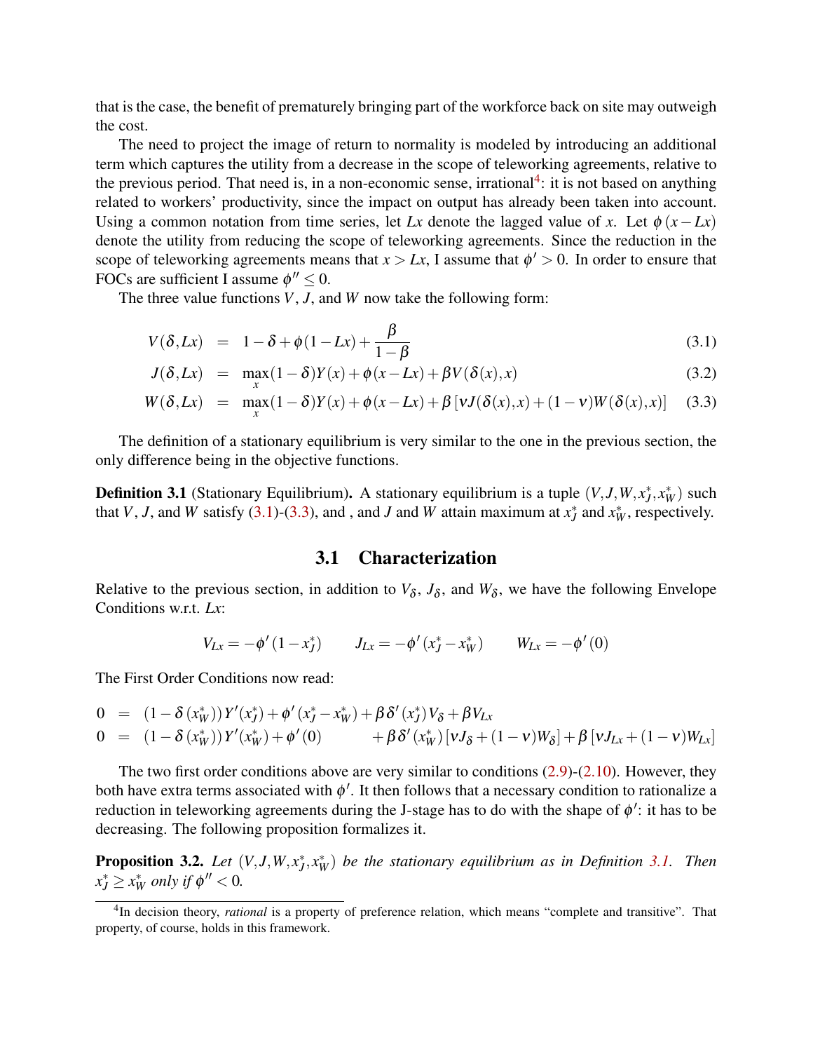that is the case, the benefit of prematurely bringing part of the workforce back on site may outweigh the cost.

The need to project the image of return to normality is modeled by introducing an additional term which captures the utility from a decrease in the scope of teleworking agreements, relative to the previous period. That need is, in a non-economic sense, irrational[4]: it is not based on anything related to workers' productivity, since the impact on output has already been taken into account. Using a common notation from time series, let $Lx$ denote the lagged value of $x$. Let $\phi(x - Lx)$ denote the utility from reducing the scope of teleworking agreements. Since the reduction in the scope of teleworking agreements means that $x > Lx$, I assume that $\phi' > 0$. In order to ensure that FOCs are sufficient I assume $\phi'' \leq 0$.

The three value functions $V$, $J$, and $W$ now take the following form:

$$V(\delta, Lx) = 1 - \delta + \phi(1 - Lx) + \frac{\beta}{1-\beta} \tag{3.1}$$

$$J(\delta, Lx) = \max_x (1-\delta)Y(x) + \phi(x - Lx) + \beta V(\delta(x), x) \tag{3.2}$$

$$W(\delta, Lx) = \max_x (1-\delta)Y(x) + \phi(x - Lx) + \beta\left[\nu J(\delta(x), x) + (1-\nu)W(\delta(x), x)\right] \tag{3.3}$$

The definition of a stationary equilibrium is very similar to the one in the previous section, the only difference being in the objective functions.

**Definition 3.1** (Stationary Equilibrium)**.** A stationary equilibrium is a tuple $(V, J, W, x_J^*, x_W^*)$ such that $V$, $J$, and $W$ satisfy (3.1)-(3.3), and , and $J$ and $W$ attain maximum at $x_J^*$ and $x_W^*$, respectively.

## 3.1 Characterization

Relative to the previous section, in addition to $V_\delta$, $J_\delta$, and $W_\delta$, we have the following Envelope Conditions w.r.t. $Lx$:

$$V_{Lx} = -\phi'(1 - x_J^*) \qquad J_{Lx} = -\phi'(x_J^* - x_W^*) \qquad W_{Lx} = -\phi'(0)$$

The First Order Conditions now read:

$$0 = (1 - \delta(x_W^*))Y'(x_J^*) + \phi'(x_J^* - x_W^*) + \beta\delta'(x_J^*)V_\delta + \beta V_{Lx}$$

$$0 = (1 - \delta(x_W^*))Y'(x_W^*) + \phi'(0) \qquad + \beta\delta'(x_W^*)\left[\nu J_\delta + (1-\nu)W_\delta\right] + \beta\left[\nu J_{Lx} + (1-\nu)W_{Lx}\right]$$

The two first order conditions above are very similar to conditions (2.9)-(2.10). However, they both have extra terms associated with $\phi'$. It then follows that a necessary condition to rationalize a reduction in teleworking agreements during the J-stage has to do with the shape of $\phi'$: it has to be decreasing. The following proposition formalizes it.

**Proposition 3.2.** *Let $(V, J, W, x_J^*, x_W^*)$ be the stationary equilibrium as in Definition 3.1. Then $x_J^* \geq x_W^*$ only if $\phi'' < 0$.*

[4] In decision theory, *rational* is a property of preference relation, which means "complete and transitive". That property, of course, holds in this framework.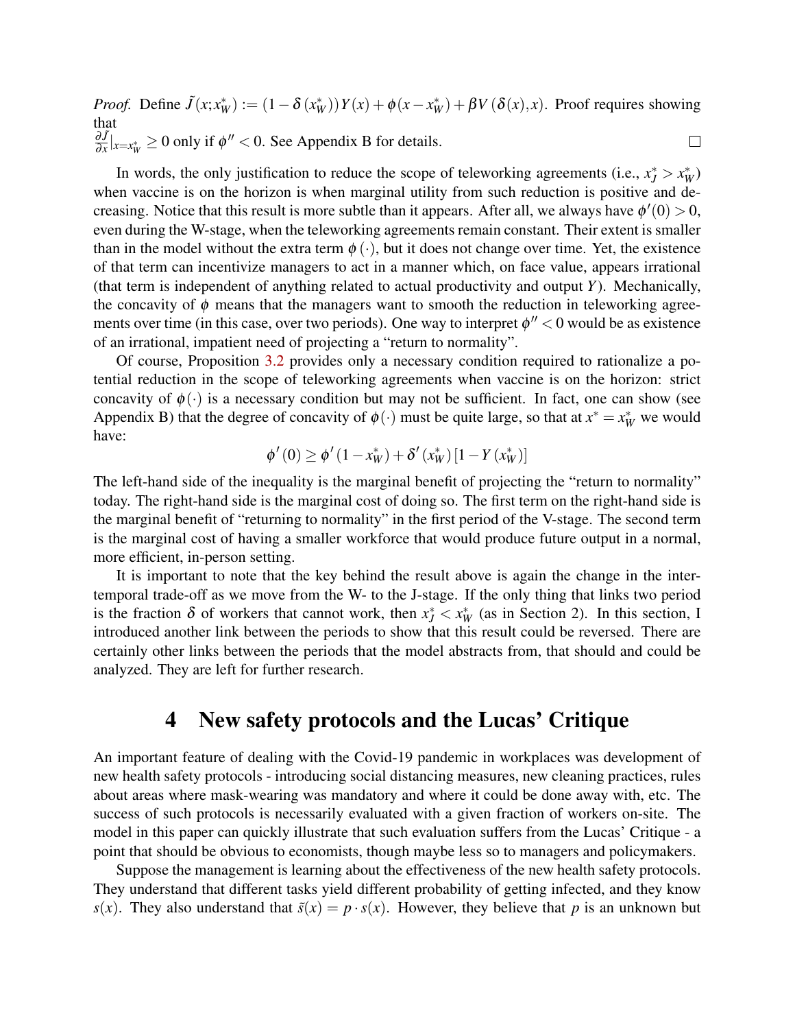*Proof.* Define $\tilde{J}(x;x_W^*) := (1-\delta(x_W^*))Y(x) + \phi(x - x_W^*) + \beta V(\delta(x), x)$. Proof requires showing that
$\frac{\partial \tilde{J}}{\partial x}|_{x=x_W^*} \geq 0$ only if $\phi'' < 0$. See Appendix B for details. □

In words, the only justification to reduce the scope of teleworking agreements (i.e., $x_J^* > x_W^*$) when vaccine is on the horizon is when marginal utility from such reduction is positive and decreasing. Notice that this result is more subtle than it appears. After all, we always have $\phi'(0) > 0$, even during the W-stage, when the teleworking agreements remain constant. Their extent is smaller than in the model without the extra term $\phi(\cdot)$, but it does not change over time. Yet, the existence of that term can incentivize managers to act in a manner which, on face value, appears irrational (that term is independent of anything related to actual productivity and output $Y$). Mechanically, the concavity of $\phi$ means that the managers want to smooth the reduction in teleworking agreements over time (in this case, over two periods). One way to interpret $\phi'' < 0$ would be as existence of an irrational, impatient need of projecting a "return to normality".

Of course, Proposition 3.2 provides only a necessary condition required to rationalize a potential reduction in the scope of teleworking agreements when vaccine is on the horizon: strict concavity of $\phi(\cdot)$ is a necessary condition but may not be sufficient. In fact, one can show (see Appendix B) that the degree of concavity of $\phi(\cdot)$ must be quite large, so that at $x^* = x_W^*$ we would have:

$$\phi'(0) \geq \phi'(1 - x_W^*) + \delta'(x_W^*)\left[1 - Y(x_W^*)\right]$$

The left-hand side of the inequality is the marginal benefit of projecting the "return to normality" today. The right-hand side is the marginal cost of doing so. The first term on the right-hand side is the marginal benefit of "returning to normality" in the first period of the V-stage. The second term is the marginal cost of having a smaller workforce that would produce future output in a normal, more efficient, in-person setting.

It is important to note that the key behind the result above is again the change in the intertemporal trade-off as we move from the W- to the J-stage. If the only thing that links two period is the fraction $\delta$ of workers that cannot work, then $x_J^* < x_W^*$ (as in Section 2). In this section, I introduced another link between the periods to show that this result could be reversed. There are certainly other links between the periods that the model abstracts from, that should and could be analyzed. They are left for further research.

# 4 New safety protocols and the Lucas' Critique

An important feature of dealing with the Covid-19 pandemic in workplaces was development of new health safety protocols - introducing social distancing measures, new cleaning practices, rules about areas where mask-wearing was mandatory and where it could be done away with, etc. The success of such protocols is necessarily evaluated with a given fraction of workers on-site. The model in this paper can quickly illustrate that such evaluation suffers from the Lucas' Critique - a point that should be obvious to economists, though maybe less so to managers and policymakers.

Suppose the management is learning about the effectiveness of the new health safety protocols. They understand that different tasks yield different probability of getting infected, and they know $s(x)$. They also understand that $\tilde{s}(x) = p \cdot s(x)$. However, they believe that $p$ is an unknown but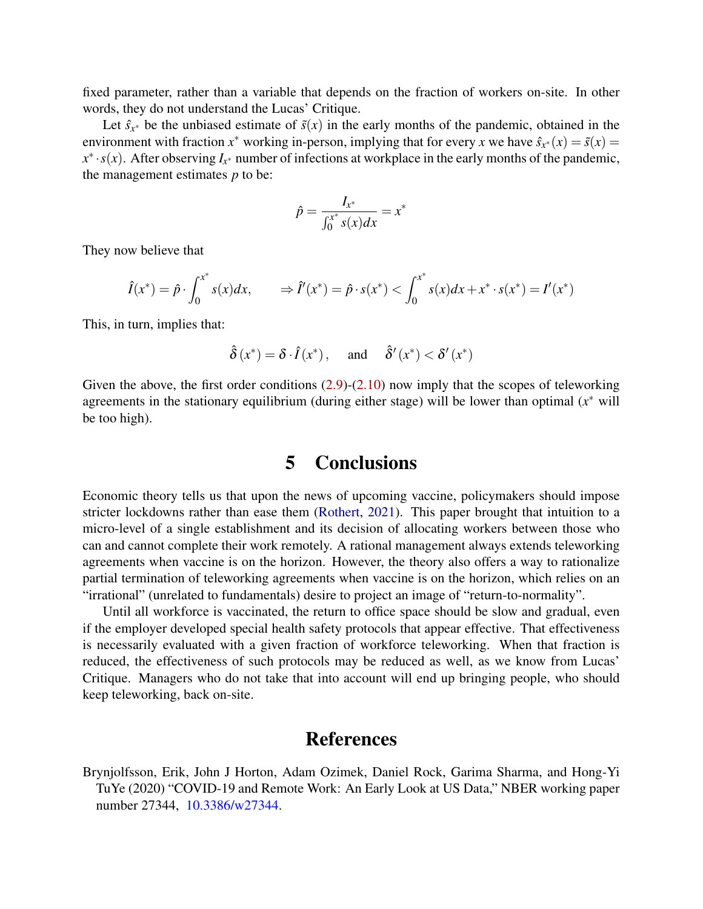fixed parameter, rather than a variable that depends on the fraction of workers on-site. In other words, they do not understand the Lucas' Critique.

Let $\hat{s}_{x^*}$ be the unbiased estimate of $\tilde{s}(x)$ in the early months of the pandemic, obtained in the environment with fraction $x^*$ working in-person, implying that for every $x$ we have $\hat{s}_{x^*}(x) = \tilde{s}(x) = x^* \cdot s(x)$. After observing $I_{x^*}$ number of infections at workplace in the early months of the pandemic, the management estimates $p$ to be:

$$\hat{p} = \frac{I_{x^*}}{\int_0^{x^*} s(x)dx} = x^*$$

They now believe that

$$\hat{I}(x^*) = \hat{p} \cdot \int_0^{x^*} s(x)dx, \qquad \Rightarrow \hat{I}'(x^*) = \hat{p} \cdot s(x^*) < \int_0^{x^*} s(x)dx + x^* \cdot s(x^*) = I'(x^*)$$

This, in turn, implies that:

$$\hat{\delta}(x^*) = \delta \cdot \hat{I}(x^*), \quad \text{and} \quad \hat{\delta}'(x^*) < \delta'(x^*)$$

Given the above, the first order conditions (2.9)-(2.10) now imply that the scopes of teleworking agreements in the stationary equilibrium (during either stage) will be lower than optimal ($x^*$ will be too high).

# 5 Conclusions

Economic theory tells us that upon the news of upcoming vaccine, policymakers should impose stricter lockdowns rather than ease them (Rothert, 2021). This paper brought that intuition to a micro-level of a single establishment and its decision of allocating workers between those who can and cannot complete their work remotely. A rational management always extends teleworking agreements when vaccine is on the horizon. However, the theory also offers a way to rationalize partial termination of teleworking agreements when vaccine is on the horizon, which relies on an "irrational" (unrelated to fundamentals) desire to project an image of "return-to-normality".

Until all workforce is vaccinated, the return to office space should be slow and gradual, even if the employer developed special health safety protocols that appear effective. That effectiveness is necessarily evaluated with a given fraction of workforce teleworking. When that fraction is reduced, the effectiveness of such protocols may be reduced as well, as we know from Lucas' Critique. Managers who do not take that into account will end up bringing people, who should keep teleworking, back on-site.

# References

Brynjolfsson, Erik, John J Horton, Adam Ozimek, Daniel Rock, Garima Sharma, and Hong-Yi TuYe (2020) "COVID-19 and Remote Work: An Early Look at US Data," NBER working paper number 27344, 10.3386/w27344.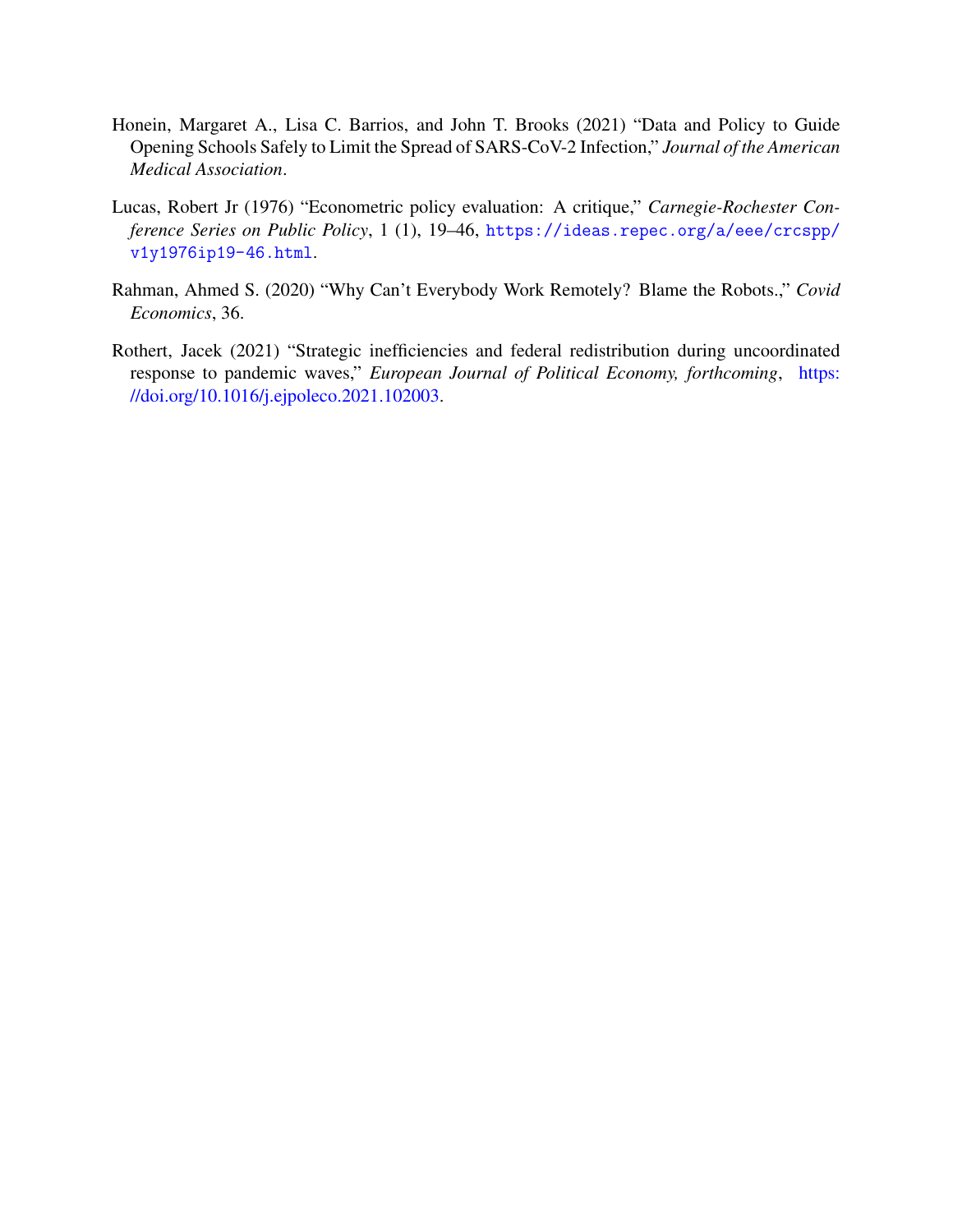Honein, Margaret A., Lisa C. Barrios, and John T. Brooks (2021) "Data and Policy to Guide Opening Schools Safely to Limit the Spread of SARS-CoV-2 Infection," *Journal of the American Medical Association*.

Lucas, Robert Jr (1976) "Econometric policy evaluation: A critique," *Carnegie-Rochester Conference Series on Public Policy*, 1 (1), 19–46, https://ideas.repec.org/a/eee/crcspp/v1y1976ip19-46.html.

Rahman, Ahmed S. (2020) "Why Can't Everybody Work Remotely? Blame the Robots.," *Covid Economics*, 36.

Rothert, Jacek (2021) "Strategic inefficiencies and federal redistribution during uncoordinated response to pandemic waves," *European Journal of Political Economy, forthcoming*, https://doi.org/10.1016/j.ejpoleco.2021.102003.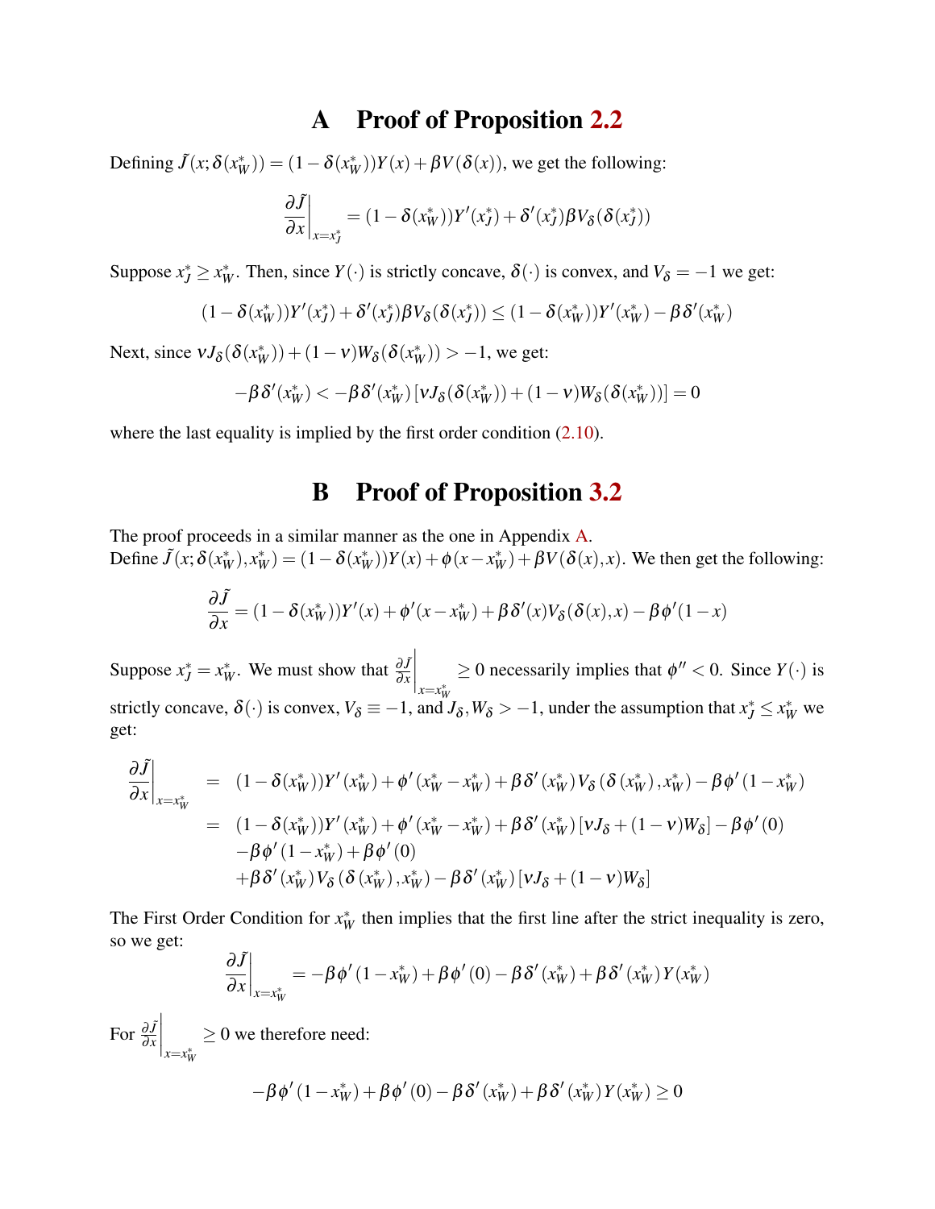# A Proof of Proposition 2.2

Defining $\tilde{J}(x;\delta(x_W^*)) = (1-\delta(x_W^*))Y(x) + \beta V(\delta(x))$, we get the following:

$$\left.\frac{\partial \tilde{J}}{\partial x}\right|_{x=x_J^*} = (1-\delta(x_W^*))Y'(x_J^*) + \delta'(x_J^*)\beta V_\delta(\delta(x_J^*))$$

Suppose $x_J^* \geq x_W^*$. Then, since $Y(\cdot)$ is strictly concave, $\delta(\cdot)$ is convex, and $V_\delta = -1$ we get:

$$(1-\delta(x_W^*))Y'(x_J^*) + \delta'(x_J^*)\beta V_\delta(\delta(x_J^*)) \leq (1-\delta(x_W^*))Y'(x_W^*) - \beta\delta'(x_W^*)$$

Next, since $\nu J_\delta(\delta(x_W^*)) + (1-\nu)W_\delta(\delta(x_W^*)) > -1$, we get:

$$-\beta\delta'(x_W^*) < -\beta\delta'(x_W^*)\left[\nu J_\delta(\delta(x_W^*)) + (1-\nu)W_\delta(\delta(x_W^*))\right] = 0$$

where the last equality is implied by the first order condition (2.10).

# B Proof of Proposition 3.2

The proof proceeds in a similar manner as the one in Appendix A.
Define $\tilde{J}(x;\delta(x_W^*),x_W^*) = (1-\delta(x_W^*))Y(x) + \phi(x-x_W^*) + \beta V(\delta(x),x)$. We then get the following:

$$\frac{\partial \tilde{J}}{\partial x} = (1-\delta(x_W^*))Y'(x) + \phi'(x-x_W^*) + \beta\delta'(x)V_\delta(\delta(x),x) - \beta\phi'(1-x)$$

Suppose $x_J^* = x_W^*$. We must show that $\left.\frac{\partial \tilde{J}}{\partial x}\right|_{x=x_W^*} \geq 0$ necessarily implies that $\phi'' < 0$. Since $Y(\cdot)$ is strictly concave, $\delta(\cdot)$ is convex, $V_\delta \equiv -1$, and $J_\delta, W_\delta > -1$, under the assumption that $x_J^* \leq x_W^*$ we get:

$$\begin{aligned}
\left.\frac{\partial \tilde{J}}{\partial x}\right|_{x=x_W^*} &= (1-\delta(x_W^*))Y'(x_W^*) + \phi'(x_W^* - x_W^*) + \beta\delta'(x_W^*)V_\delta(\delta(x_W^*),x_W^*) - \beta\phi'(1-x_W^*) \\
&= (1-\delta(x_W^*))Y'(x_W^*) + \phi'(x_W^* - x_W^*) + \beta\delta'(x_W^*)[\nu J_\delta + (1-\nu)W_\delta] - \beta\phi'(0) \\
&\quad -\beta\phi'(1-x_W^*) + \beta\phi'(0) \\
&\quad +\beta\delta'(x_W^*)V_\delta(\delta(x_W^*),x_W^*) - \beta\delta'(x_W^*)[\nu J_\delta + (1-\nu)W_\delta]
\end{aligned}$$

The First Order Condition for $x_W^*$ then implies that the first line after the strict inequality is zero, so we get:

$$\left.\frac{\partial \tilde{J}}{\partial x}\right|_{x=x_W^*} = -\beta\phi'(1-x_W^*) + \beta\phi'(0) - \beta\delta'(x_W^*) + \beta\delta'(x_W^*)Y(x_W^*)$$

For $\left.\frac{\partial \tilde{J}}{\partial x}\right|_{x=x_W^*} \geq 0$ we therefore need:

$$-\beta\phi'(1-x_W^*) + \beta\phi'(0) - \beta\delta'(x_W^*) + \beta\delta'(x_W^*)Y(x_W^*) \geq 0$$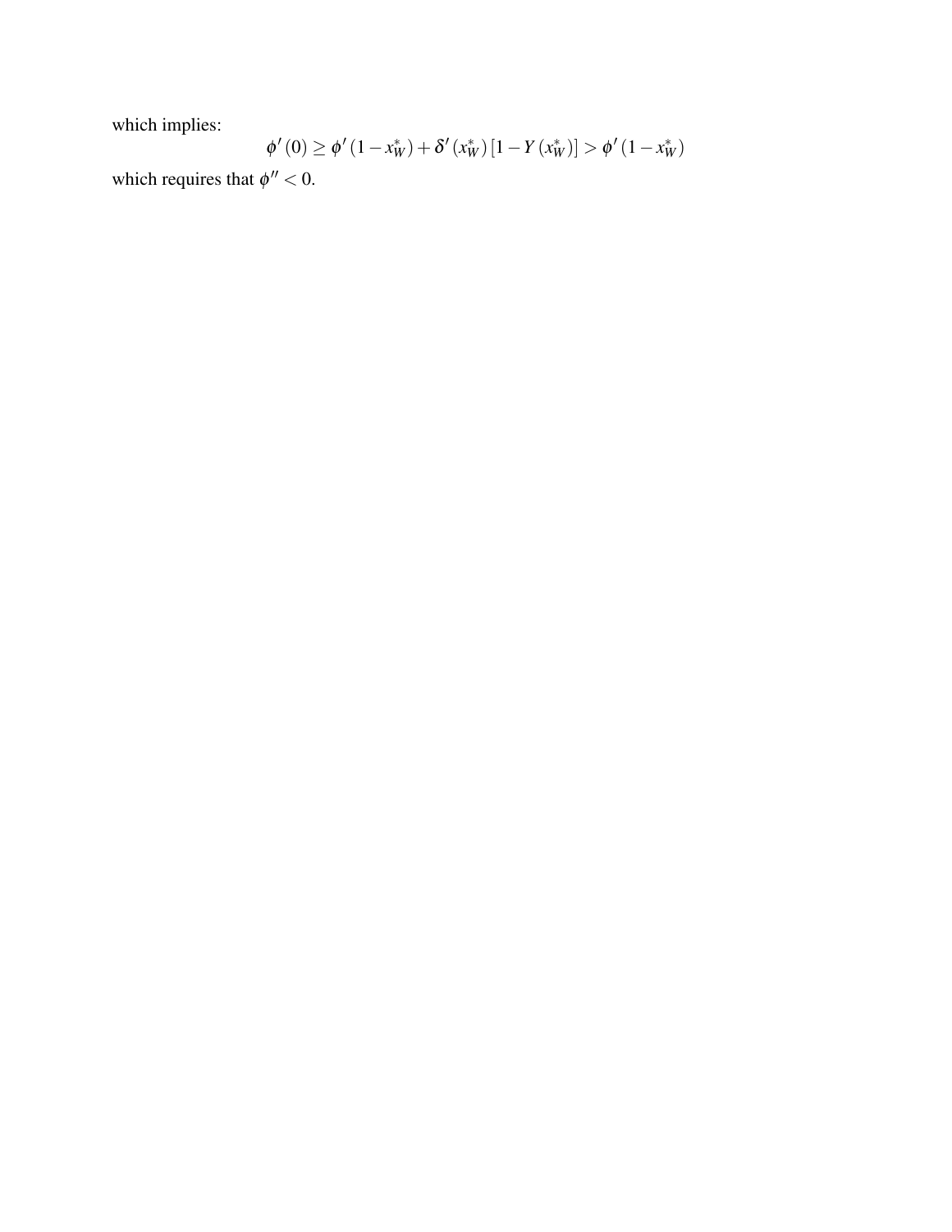which implies:

$$\phi'(0) \geq \phi'(1 - x_W^*) + \delta'(x_W^*)\left[1 - Y(x_W^*)\right] > \phi'(1 - x_W^*)$$

which requires that $\phi'' < 0$.